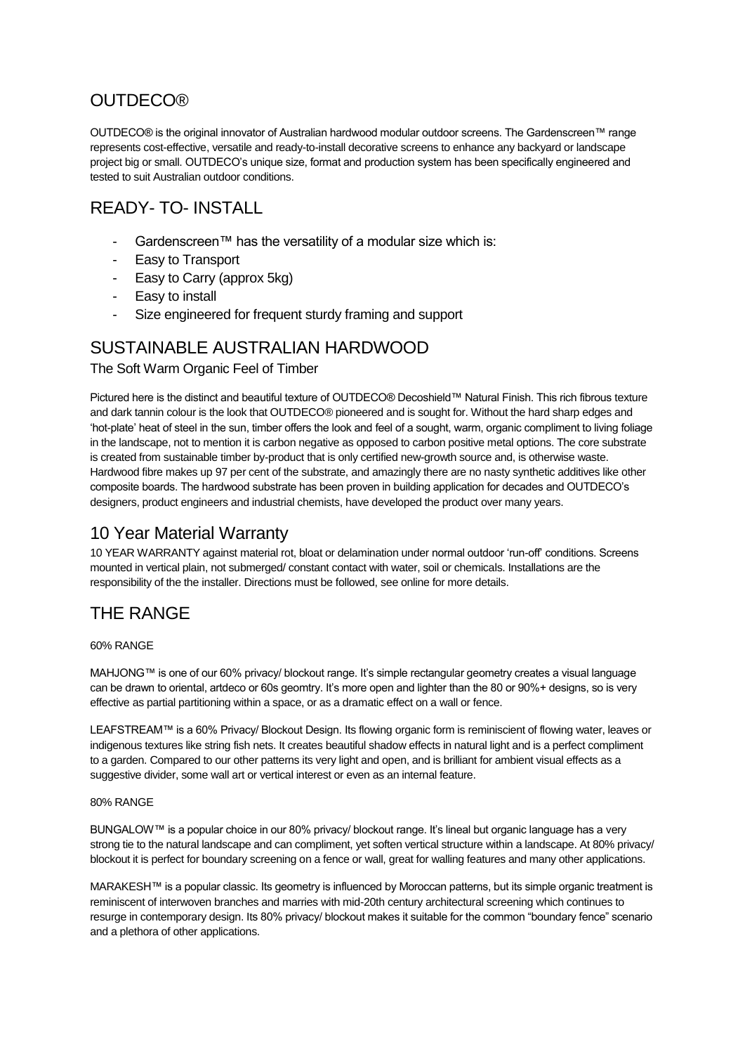## OUTDECO®

OUTDECO® is the original innovator of Australian hardwood modular outdoor screens. The Gardenscreen™ range represents cost-effective, versatile and ready-to-install decorative screens to enhance any backyard or landscape project big or small. OUTDECO's unique size, format and production system has been specifically engineered and tested to suit Australian outdoor conditions.

## READY- TO- INSTALL

- Gardenscreen™ has the versatility of a modular size which is:
- Easy to Transport
- Easy to Carry (approx 5kg)
- Easy to install
- Size engineered for frequent sturdy framing and support

## SUSTAINABLE AUSTRALIAN HARDWOOD

### The Soft Warm Organic Feel of Timber

Pictured here is the distinct and beautiful texture of OUTDECO® Decoshield™ Natural Finish. This rich fibrous texture and dark tannin colour is the look that OUTDECO® pioneered and is sought for. Without the hard sharp edges and 'hot-plate' heat of steel in the sun, timber offers the look and feel of a sought, warm, organic compliment to living foliage in the landscape, not to mention it is carbon negative as opposed to carbon positive metal options. The core substrate is created from sustainable timber by-product that is only certified new-growth source and, is otherwise waste. Hardwood fibre makes up 97 per cent of the substrate, and amazingly there are no nasty synthetic additives like other composite boards. The hardwood substrate has been proven in building application for decades and OUTDECO's designers, product engineers and industrial chemists, have developed the product over many years.

## 10 Year Material Warranty

10 YEAR WARRANTY against material rot, bloat or delamination under normal outdoor 'run-off' conditions. Screens mounted in vertical plain, not submerged/ constant contact with water, soil or chemicals. Installations are the responsibility of the the installer. Directions must be followed, see online for more details.

## THE RANGE

60% RANGE

MAHJONG™ is one of our 60% privacy/ blockout range. It's simple rectangular geometry creates a visual language can be drawn to oriental, artdeco or 60s geomtry. It's more open and lighter than the 80 or 90%+ designs, so is very effective as partial partitioning within a space, or as a dramatic effect on a wall or fence.

LEAFSTREAM™ is a 60% Privacy/ Blockout Design. Its flowing organic form is reminiscient of flowing water, leaves or indigenous textures like string fish nets. It creates beautiful shadow effects in natural light and is a perfect compliment to a garden. Compared to our other patterns its very light and open, and is brilliant for ambient visual effects as a suggestive divider, some wall art or vertical interest or even as an internal feature.

80% RANGE

BUNGALOW™ is a popular choice in our 80% privacy/ blockout range. It's lineal but organic language has a very strong tie to the natural landscape and can compliment, yet soften vertical structure within a landscape. At 80% privacy/ blockout it is perfect for boundary screening on a fence or wall, great for walling features and many other applications.

MARAKESH™ is a popular classic. Its geometry is influenced by Moroccan patterns, but its simple organic treatment is reminiscent of interwoven branches and marries with mid-20th century architectural screening which continues to resurge in contemporary design. Its 80% privacy/ blockout makes it suitable for the common "boundary fence" scenario and a plethora of other applications.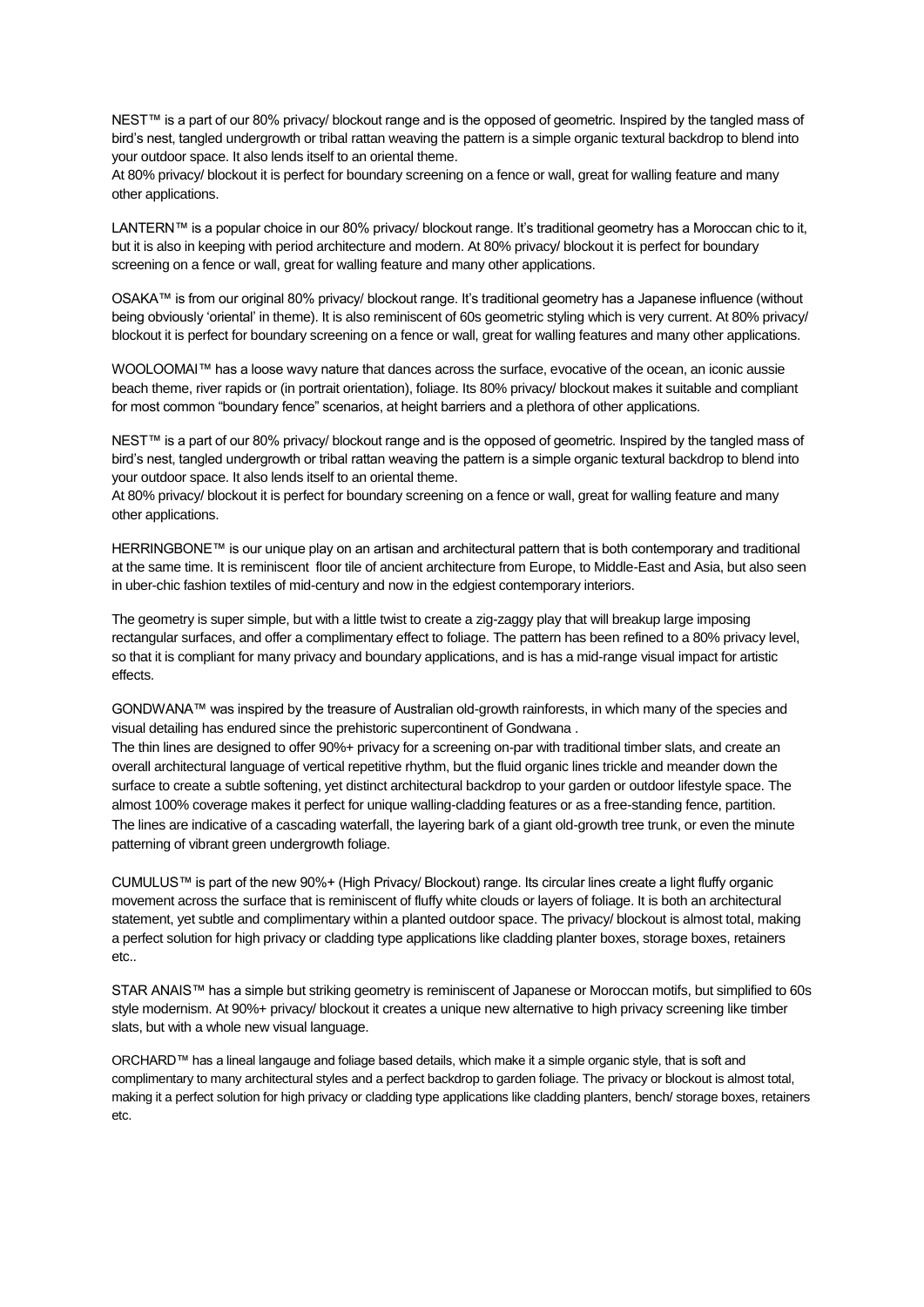NEST™ is a part of our 80% privacy/ blockout range and is the opposed of geometric. Inspired by the tangled mass of bird's nest, tangled undergrowth or tribal rattan weaving the pattern is a simple organic textural backdrop to blend into your outdoor space. It also lends itself to an oriental theme.
At 80% privacy/ blockout it is perfect for boundary screening on a fence or wall, great for walling feature and many other applications.

LANTERN™ is a popular choice in our 80% privacy/ blockout range. It's traditional geometry has a Moroccan chic to it, but it is also in keeping with period architecture and modern. At 80% privacy/ blockout it is perfect for boundary screening on a fence or wall, great for walling feature and many other applications.

OSAKA™ is from our original 80% privacy/ blockout range. It's traditional geometry has a Japanese influence (without being obviously 'oriental' in theme). It is also reminiscent of 60s geometric styling which is very current. At 80% privacy/ blockout it is perfect for boundary screening on a fence or wall, great for walling features and many other applications.

WOOLOOMAI™ has a loose wavy nature that dances across the surface, evocative of the ocean, an iconic aussie beach theme, river rapids or (in portrait orientation), foliage. Its 80% privacy/ blockout makes it suitable and compliant for most common "boundary fence" scenarios, at height barriers and a plethora of other applications.

NEST™ is a part of our 80% privacy/ blockout range and is the opposed of geometric. Inspired by the tangled mass of bird's nest, tangled undergrowth or tribal rattan weaving the pattern is a simple organic textural backdrop to blend into your outdoor space. It also lends itself to an oriental theme.
At 80% privacy/ blockout it is perfect for boundary screening on a fence or wall, great for walling feature and many other applications.

HERRINGBONE™ is our unique play on an artisan and architectural pattern that is both contemporary and traditional at the same time. It is reminiscent floor tile of ancient architecture from Europe, to Middle-East and Asia, but also seen in uber-chic fashion textiles of mid-century and now in the edgiest contemporary interiors.

The geometry is super simple, but with a little twist to create a zig-zaggy play that will breakup large imposing rectangular surfaces, and offer a complimentary effect to foliage. The pattern has been refined to a 80% privacy level, so that it is compliant for many privacy and boundary applications, and is has a mid-range visual impact for artistic effects.

GONDWANA™ was inspired by the treasure of Australian old-growth rainforests, in which many of the species and visual detailing has endured since the prehistoric supercontinent of Gondwana .
The thin lines are designed to offer 90%+ privacy for a screening on-par with traditional timber slats, and create an overall architectural language of vertical repetitive rhythm, but the fluid organic lines trickle and meander down the surface to create a subtle softening, yet distinct architectural backdrop to your garden or outdoor lifestyle space. The almost 100% coverage makes it perfect for unique walling-cladding features or as a free-standing fence, partition.
The lines are indicative of a cascading waterfall, the layering bark of a giant old-growth tree trunk, or even the minute patterning of vibrant green undergrowth foliage.

CUMULUS™ is part of the new 90%+ (High Privacy/ Blockout) range. Its circular lines create a light fluffy organic movement across the surface that is reminiscent of fluffy white clouds or layers of foliage. It is both an architectural statement, yet subtle and complimentary within a planted outdoor space. The privacy/ blockout is almost total, making a perfect solution for high privacy or cladding type applications like cladding planter boxes, storage boxes, retainers etc..

STAR ANAIS™ has a simple but striking geometry is reminiscent of Japanese or Moroccan motifs, but simplified to 60s style modernism. At 90%+ privacy/ blockout it creates a unique new alternative to high privacy screening like timber slats, but with a whole new visual language.

ORCHARD™ has a lineal langauge and foliage based details, which make it a simple organic style, that is soft and complimentary to many architectural styles and a perfect backdrop to garden foliage. The privacy or blockout is almost total, making it a perfect solution for high privacy or cladding type applications like cladding planters, bench/ storage boxes, retainers etc.